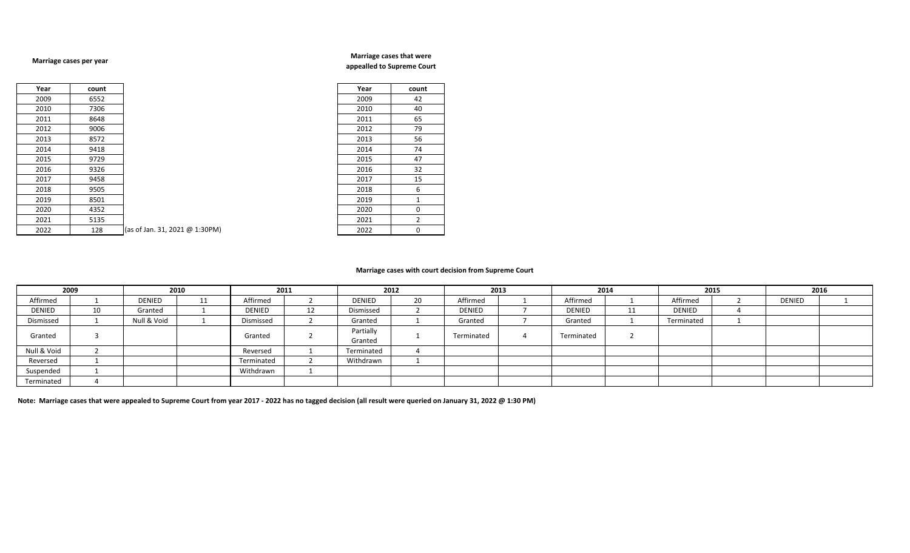**Marriage cases per year**

| Year | count | |
|---|---|---|
| 2009 | 6552 | |
| 2010 | 7306 | |
| 2011 | 8648 | |
| 2012 | 9006 | |
| 2013 | 8572 | |
| 2014 | 9418 | |
| 2015 | 9729 | |
| 2016 | 9326 | |
| 2017 | 9458 | |
| 2018 | 9505 | |
| 2019 | 8501 | |
| 2020 | 4352 | |
| 2021 | 5135 | |
| 2022 | 128 | (as of Jan. 31, 2021 @ 1:30PM) |

**Marriage cases that were appealled to Supreme Court**

| Year | count |
|---|---|
| 2009 | 42 |
| 2010 | 40 |
| 2011 | 65 |
| 2012 | 79 |
| 2013 | 56 |
| 2014 | 74 |
| 2015 | 47 |
| 2016 | 32 |
| 2017 | 15 |
| 2018 | 6 |
| 2019 | 1 |
| 2020 | 0 |
| 2021 | 2 |
| 2022 | 0 |

**Marriage cases with court decision from Supreme Court**

| 2009 | | 2010 | | 2011 | | 2012 | | 2013 | | 2014 | | 2015 | | 2016 | |
|---|---|---|---|---|---|---|---|---|---|---|---|---|---|---|---|
| Affirmed | 1 | DENIED | 11 | Affirmed | 2 | DENIED | 20 | Affirmed | 1 | Affirmed | 1 | Affirmed | 2 | DENIED | 1 |
| DENIED | 10 | Granted | 1 | DENIED | 12 | Dismissed | 2 | DENIED | 7 | DENIED | 11 | DENIED | 4 | | |
| Dismissed | 1 | Null & Void | 1 | Dismissed | 2 | Granted | 1 | Granted | 7 | Granted | 1 | Terminated | 1 | | |
| Granted | 3 | | | Granted | 2 | Partially Granted | 1 | Terminated | 4 | Terminated | 2 | | | | |
| Null & Void | 2 | | | Reversed | 1 | Terminated | 4 | | | | | | | | |
| Reversed | 1 | | | Terminated | 2 | Withdrawn | 1 | | | | | | | | |
| Suspended | 1 | | | Withdrawn | 1 | | | | | | | | | | |
| Terminated | 4 | | | | | | | | | | | | | | |

**Note: Marriage cases that were appealed to Supreme Court from year 2017 - 2022 has no tagged decision (all result were queried on January 31, 2022 @ 1:30 PM)**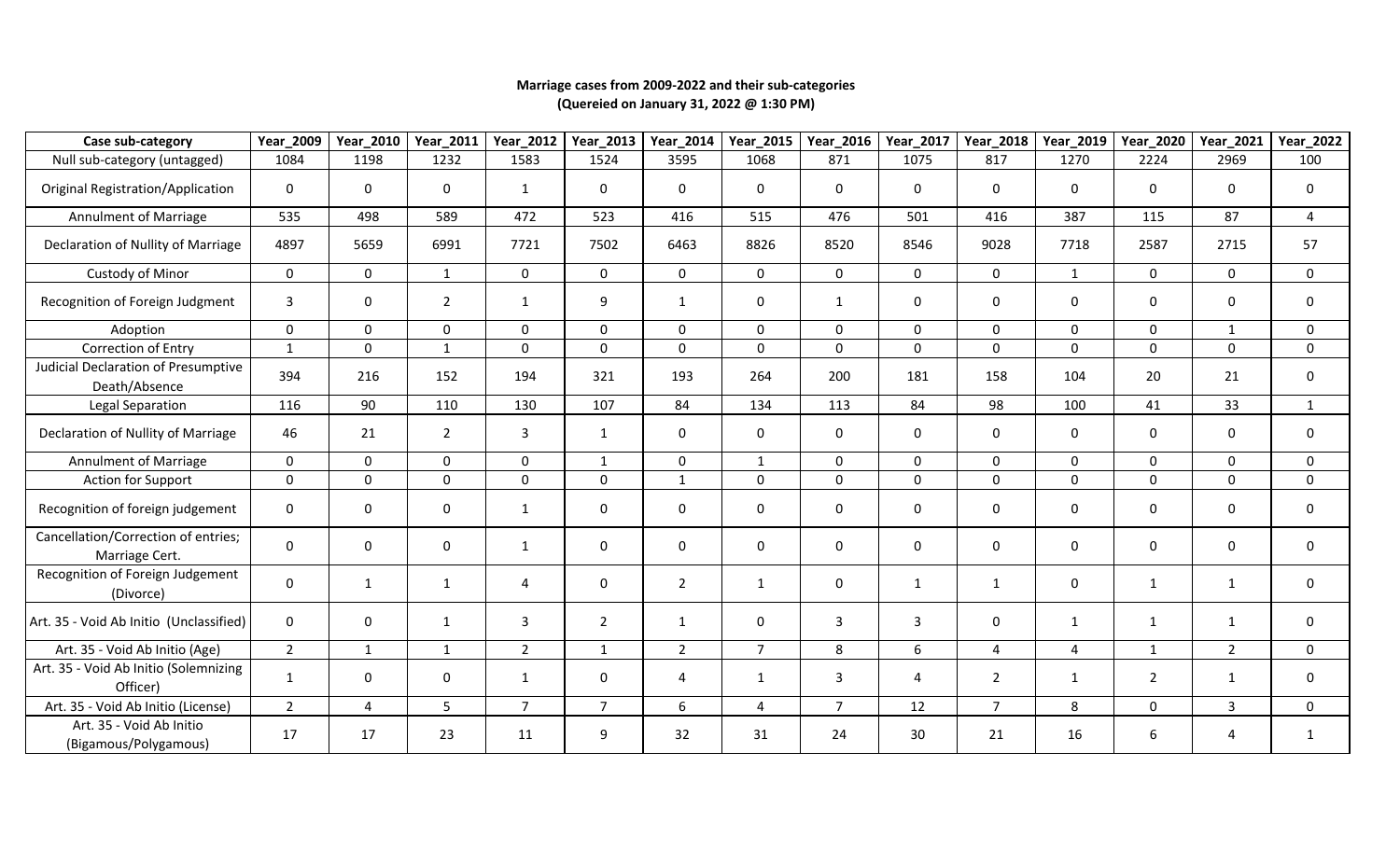**Marriage cases from 2009-2022 and their sub-categories**
**(Quereied on January 31, 2022 @ 1:30 PM)**

| Case sub-category | Year_2009 | Year_2010 | Year_2011 | Year_2012 | Year_2013 | Year_2014 | Year_2015 | Year_2016 | Year_2017 | Year_2018 | Year_2019 | Year_2020 | Year_2021 | Year_2022 |
|---|---|---|---|---|---|---|---|---|---|---|---|---|---|---|
| Null sub-category (untagged) | 1084 | 1198 | 1232 | 1583 | 1524 | 3595 | 1068 | 871 | 1075 | 817 | 1270 | 2224 | 2969 | 100 |
| Original Registration/Application | 0 | 0 | 0 | 1 | 0 | 0 | 0 | 0 | 0 | 0 | 0 | 0 | 0 | 0 |
| Annulment of Marriage | 535 | 498 | 589 | 472 | 523 | 416 | 515 | 476 | 501 | 416 | 387 | 115 | 87 | 4 |
| Declaration of Nullity of Marriage | 4897 | 5659 | 6991 | 7721 | 7502 | 6463 | 8826 | 8520 | 8546 | 9028 | 7718 | 2587 | 2715 | 57 |
| Custody of Minor | 0 | 0 | 1 | 0 | 0 | 0 | 0 | 0 | 0 | 0 | 1 | 0 | 0 | 0 |
| Recognition of Foreign Judgment | 3 | 0 | 2 | 1 | 9 | 1 | 0 | 1 | 0 | 0 | 0 | 0 | 0 | 0 |
| Adoption | 0 | 0 | 0 | 0 | 0 | 0 | 0 | 0 | 0 | 0 | 0 | 0 | 1 | 0 |
| Correction of Entry | 1 | 0 | 1 | 0 | 0 | 0 | 0 | 0 | 0 | 0 | 0 | 0 | 0 | 0 |
| Judicial Declaration of Presumptive Death/Absence | 394 | 216 | 152 | 194 | 321 | 193 | 264 | 200 | 181 | 158 | 104 | 20 | 21 | 0 |
| Legal Separation | 116 | 90 | 110 | 130 | 107 | 84 | 134 | 113 | 84 | 98 | 100 | 41 | 33 | 1 |
| Declaration of Nullity of Marriage | 46 | 21 | 2 | 3 | 1 | 0 | 0 | 0 | 0 | 0 | 0 | 0 | 0 | 0 |
| Annulment of Marriage | 0 | 0 | 0 | 0 | 1 | 0 | 1 | 0 | 0 | 0 | 0 | 0 | 0 | 0 |
| Action for Support | 0 | 0 | 0 | 0 | 0 | 1 | 0 | 0 | 0 | 0 | 0 | 0 | 0 | 0 |
| Recognition of foreign judgement | 0 | 0 | 0 | 1 | 0 | 0 | 0 | 0 | 0 | 0 | 0 | 0 | 0 | 0 |
| Cancellation/Correction of entries; Marriage Cert. | 0 | 0 | 0 | 1 | 0 | 0 | 0 | 0 | 0 | 0 | 0 | 0 | 0 | 0 |
| Recognition of Foreign Judgement (Divorce) | 0 | 1 | 1 | 4 | 0 | 2 | 1 | 0 | 1 | 1 | 0 | 1 | 1 | 0 |
| Art. 35 - Void Ab Initio (Unclassified) | 0 | 0 | 1 | 3 | 2 | 1 | 0 | 3 | 3 | 0 | 1 | 1 | 1 | 0 |
| Art. 35 - Void Ab Initio (Age) | 2 | 1 | 1 | 2 | 1 | 2 | 7 | 8 | 6 | 4 | 4 | 1 | 2 | 0 |
| Art. 35 - Void Ab Initio (Solemnizing Officer) | 1 | 0 | 0 | 1 | 0 | 4 | 1 | 3 | 4 | 2 | 1 | 2 | 1 | 0 |
| Art. 35 - Void Ab Initio (License) | 2 | 4 | 5 | 7 | 7 | 6 | 4 | 7 | 12 | 7 | 8 | 0 | 3 | 0 |
| Art. 35 - Void Ab Initio (Bigamous/Polygamous) | 17 | 17 | 23 | 11 | 9 | 32 | 31 | 24 | 30 | 21 | 16 | 6 | 4 | 1 |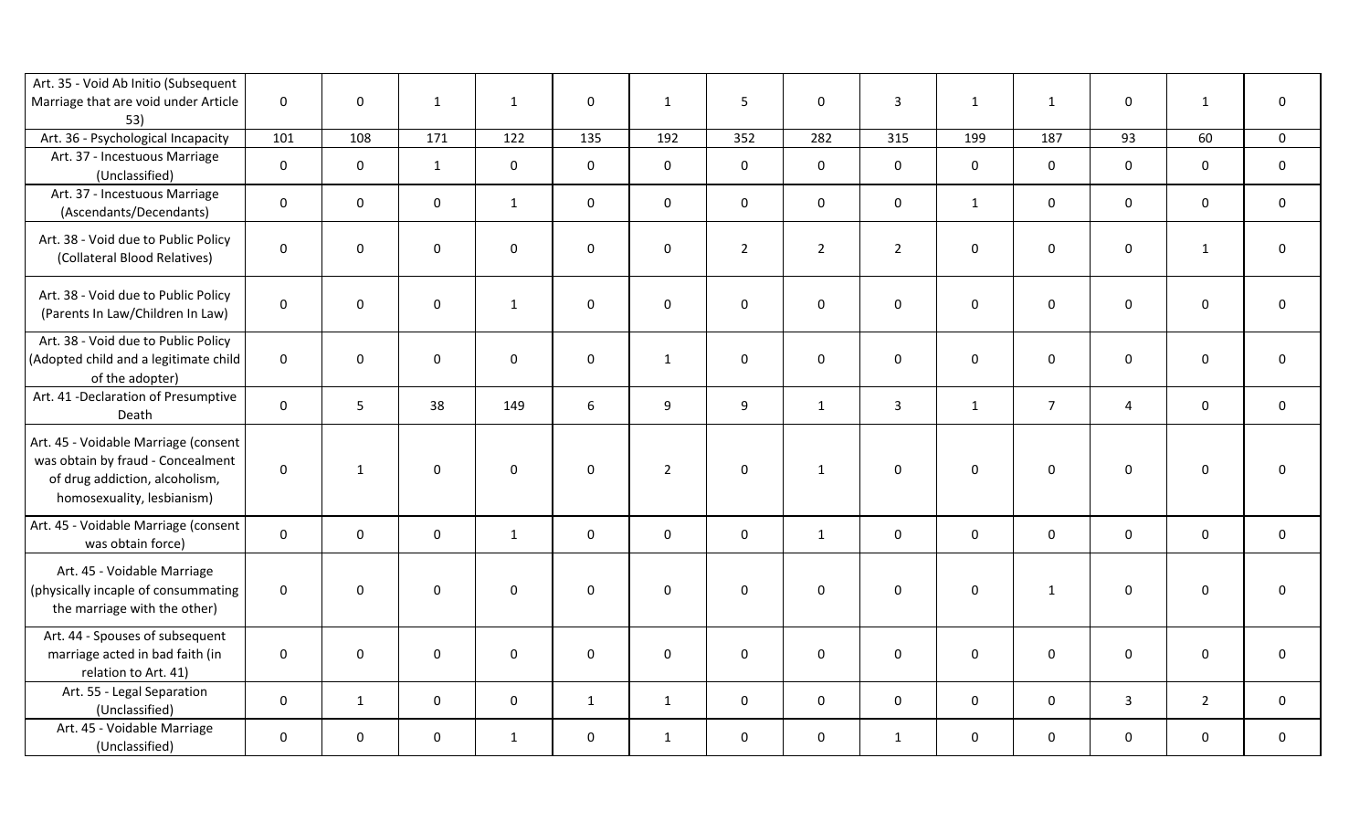| | | | | | | | | | | | | | | |
|---|---|---|---|---|---|---|---|---|---|---|---|---|---|---|
| Art. 35 - Void Ab Initio (Subsequent Marriage that are void under Article 53) | 0 | 0 | 1 | 1 | 0 | 1 | 5 | 0 | 3 | 1 | 1 | 0 | 1 | 0 |
| Art. 36 - Psychological Incapacity | 101 | 108 | 171 | 122 | 135 | 192 | 352 | 282 | 315 | 199 | 187 | 93 | 60 | 0 |
| Art. 37 - Incestuous Marriage (Unclassified) | 0 | 0 | 1 | 0 | 0 | 0 | 0 | 0 | 0 | 0 | 0 | 0 | 0 | 0 |
| Art. 37 - Incestuous Marriage (Ascendants/Decendants) | 0 | 0 | 0 | 1 | 0 | 0 | 0 | 0 | 0 | 1 | 0 | 0 | 0 | 0 |
| Art. 38 - Void due to Public Policy (Collateral Blood Relatives) | 0 | 0 | 0 | 0 | 0 | 0 | 2 | 2 | 2 | 0 | 0 | 0 | 1 | 0 |
| Art. 38 - Void due to Public Policy (Parents In Law/Children In Law) | 0 | 0 | 0 | 1 | 0 | 0 | 0 | 0 | 0 | 0 | 0 | 0 | 0 | 0 |
| Art. 38 - Void due to Public Policy (Adopted child and a legitimate child of the adopter) | 0 | 0 | 0 | 0 | 0 | 1 | 0 | 0 | 0 | 0 | 0 | 0 | 0 | 0 |
| Art. 41 -Declaration of Presumptive Death | 0 | 5 | 38 | 149 | 6 | 9 | 9 | 1 | 3 | 1 | 7 | 4 | 0 | 0 |
| Art. 45 - Voidable Marriage (consent was obtain by fraud - Concealment of drug addiction, alcoholism, homosexuality, lesbianism) | 0 | 1 | 0 | 0 | 0 | 2 | 0 | 1 | 0 | 0 | 0 | 0 | 0 | 0 |
| Art. 45 - Voidable Marriage (consent was obtain force) | 0 | 0 | 0 | 1 | 0 | 0 | 0 | 1 | 0 | 0 | 0 | 0 | 0 | 0 |
| Art. 45 - Voidable Marriage (physically incaple of consummating the marriage with the other) | 0 | 0 | 0 | 0 | 0 | 0 | 0 | 0 | 0 | 0 | 1 | 0 | 0 | 0 |
| Art. 44 - Spouses of subsequent marriage acted in bad faith (in relation to Art. 41) | 0 | 0 | 0 | 0 | 0 | 0 | 0 | 0 | 0 | 0 | 0 | 0 | 0 | 0 |
| Art. 55 - Legal Separation (Unclassified) | 0 | 1 | 0 | 0 | 1 | 1 | 0 | 0 | 0 | 0 | 0 | 3 | 2 | 0 |
| Art. 45 - Voidable Marriage (Unclassified) | 0 | 0 | 0 | 1 | 0 | 1 | 0 | 0 | 1 | 0 | 0 | 0 | 0 | 0 |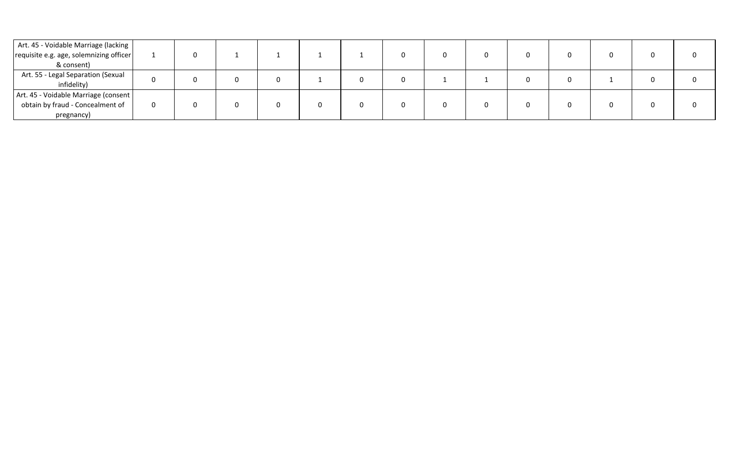| | | | | | | | | | | | | | | |
|---|---|---|---|---|---|---|---|---|---|---|---|---|---|---|
| Art. 45 - Voidable Marriage (lacking requisite e.g. age, solemnizing officer & consent) | 1 | 0 | 1 | 1 | 1 | 1 | 0 | 0 | 0 | 0 | 0 | 0 | 0 | 0 |
| Art. 55 - Legal Separation (Sexual infidelity) | 0 | 0 | 0 | 0 | 1 | 0 | 0 | 1 | 1 | 0 | 0 | 1 | 0 | 0 |
| Art. 45 - Voidable Marriage (consent obtain by fraud - Concealment of pregnancy) | 0 | 0 | 0 | 0 | 0 | 0 | 0 | 0 | 0 | 0 | 0 | 0 | 0 | 0 |